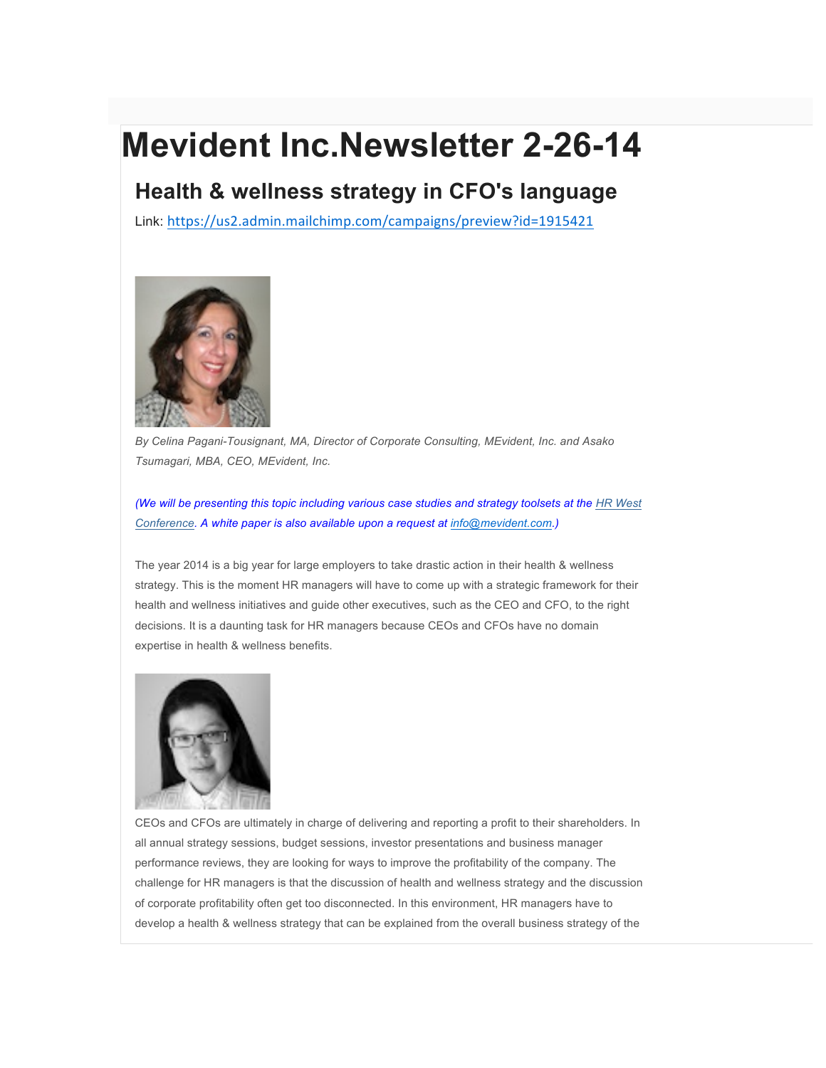# Mevident Inc.Newsletter 2-26-14

## Health & wellness strategy in CFO's language

Link: https://us2.admin.mailchimp.com/campaigns/preview?id=1915421

*By Celina Pagani-Tousignant, MA, Director of Corporate Consulting, MEvident, Inc. and Asako Tsumagari, MBA, CEO, MEvident, Inc.*

*(We will be presenting this topic including various case studies and strategy toolsets at the HR West Conference. A white paper is also available upon a request at info@mevident.com.)*

The year 2014 is a big year for large employers to take drastic action in their health & wellness strategy. This is the moment HR managers will have to come up with a strategic framework for their health and wellness initiatives and guide other executives, such as the CEO and CFO, to the right decisions. It is a daunting task for HR managers because CEOs and CFOs have no domain expertise in health & wellness benefits.

CEOs and CFOs are ultimately in charge of delivering and reporting a profit to their shareholders. In all annual strategy sessions, budget sessions, investor presentations and business manager performance reviews, they are looking for ways to improve the profitability of the company. The challenge for HR managers is that the discussion of health and wellness strategy and the discussion of corporate profitability often get too disconnected. In this environment, HR managers have to develop a health & wellness strategy that can be explained from the overall business strategy of the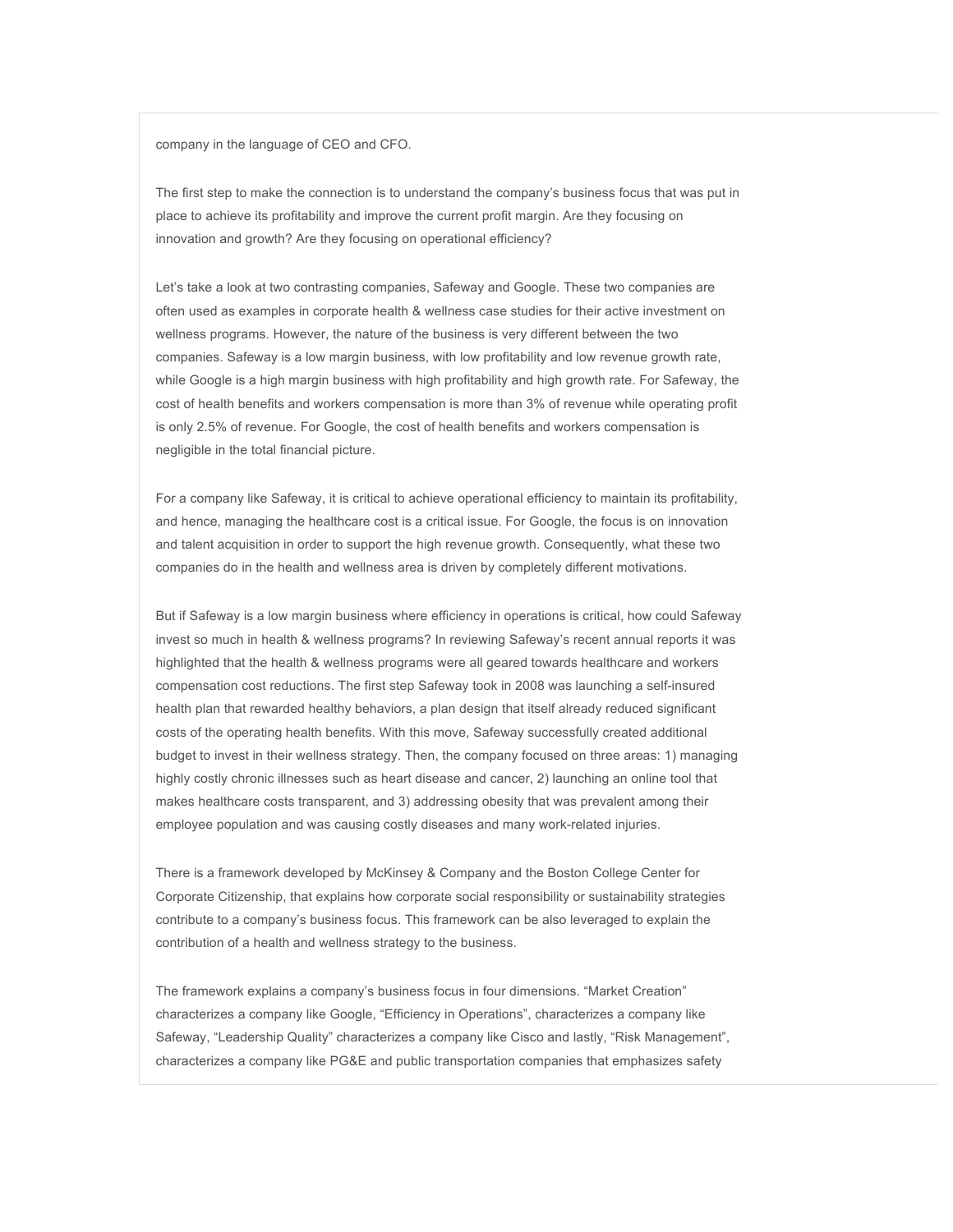company in the language of CEO and CFO.

The first step to make the connection is to understand the company's business focus that was put in place to achieve its profitability and improve the current profit margin. Are they focusing on innovation and growth? Are they focusing on operational efficiency?

Let's take a look at two contrasting companies, Safeway and Google. These two companies are often used as examples in corporate health & wellness case studies for their active investment on wellness programs. However, the nature of the business is very different between the two companies. Safeway is a low margin business, with low profitability and low revenue growth rate, while Google is a high margin business with high profitability and high growth rate. For Safeway, the cost of health benefits and workers compensation is more than 3% of revenue while operating profit is only 2.5% of revenue. For Google, the cost of health benefits and workers compensation is negligible in the total financial picture.

For a company like Safeway, it is critical to achieve operational efficiency to maintain its profitability, and hence, managing the healthcare cost is a critical issue. For Google, the focus is on innovation and talent acquisition in order to support the high revenue growth. Consequently, what these two companies do in the health and wellness area is driven by completely different motivations.

But if Safeway is a low margin business where efficiency in operations is critical, how could Safeway invest so much in health & wellness programs? In reviewing Safeway's recent annual reports it was highlighted that the health & wellness programs were all geared towards healthcare and workers compensation cost reductions. The first step Safeway took in 2008 was launching a self-insured health plan that rewarded healthy behaviors, a plan design that itself already reduced significant costs of the operating health benefits. With this move, Safeway successfully created additional budget to invest in their wellness strategy. Then, the company focused on three areas: 1) managing highly costly chronic illnesses such as heart disease and cancer, 2) launching an online tool that makes healthcare costs transparent, and 3) addressing obesity that was prevalent among their employee population and was causing costly diseases and many work-related injuries.

There is a framework developed by McKinsey & Company and the Boston College Center for Corporate Citizenship, that explains how corporate social responsibility or sustainability strategies contribute to a company's business focus. This framework can be also leveraged to explain the contribution of a health and wellness strategy to the business.

The framework explains a company's business focus in four dimensions. "Market Creation" characterizes a company like Google, "Efficiency in Operations", characterizes a company like Safeway, "Leadership Quality" characterizes a company like Cisco and lastly, "Risk Management", characterizes a company like PG&E and public transportation companies that emphasizes safety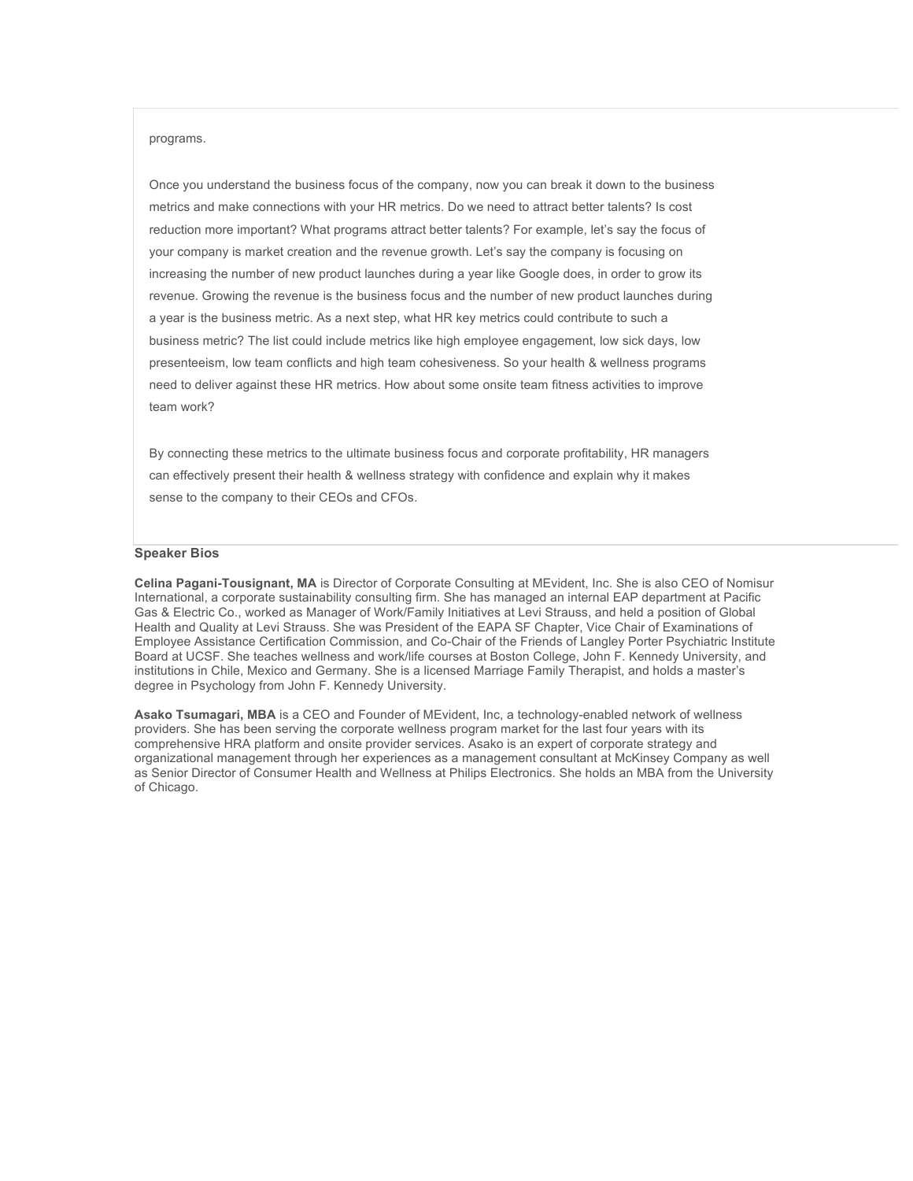programs.

Once you understand the business focus of the company, now you can break it down to the business metrics and make connections with your HR metrics. Do we need to attract better talents? Is cost reduction more important? What programs attract better talents? For example, let's say the focus of your company is market creation and the revenue growth. Let's say the company is focusing on increasing the number of new product launches during a year like Google does, in order to grow its revenue. Growing the revenue is the business focus and the number of new product launches during a year is the business metric. As a next step, what HR key metrics could contribute to such a business metric? The list could include metrics like high employee engagement, low sick days, low presenteeism, low team conflicts and high team cohesiveness. So your health & wellness programs need to deliver against these HR metrics. How about some onsite team fitness activities to improve team work?

By connecting these metrics to the ultimate business focus and corporate profitability, HR managers can effectively present their health & wellness strategy with confidence and explain why it makes sense to the company to their CEOs and CFOs.

**Speaker Bios**

**Celina Pagani-Tousignant, MA** is Director of Corporate Consulting at MEvident, Inc. She is also CEO of Nomisur International, a corporate sustainability consulting firm. She has managed an internal EAP department at Pacific Gas & Electric Co., worked as Manager of Work/Family Initiatives at Levi Strauss, and held a position of Global Health and Quality at Levi Strauss. She was President of the EAPA SF Chapter, Vice Chair of Examinations of Employee Assistance Certification Commission, and Co-Chair of the Friends of Langley Porter Psychiatric Institute Board at UCSF. She teaches wellness and work/life courses at Boston College, John F. Kennedy University, and institutions in Chile, Mexico and Germany. She is a licensed Marriage Family Therapist, and holds a master's degree in Psychology from John F. Kennedy University.

**Asako Tsumagari, MBA** is a CEO and Founder of MEvident, Inc, a technology-enabled network of wellness providers. She has been serving the corporate wellness program market for the last four years with its comprehensive HRA platform and onsite provider services. Asako is an expert of corporate strategy and organizational management through her experiences as a management consultant at McKinsey Company as well as Senior Director of Consumer Health and Wellness at Philips Electronics. She holds an MBA from the University of Chicago.